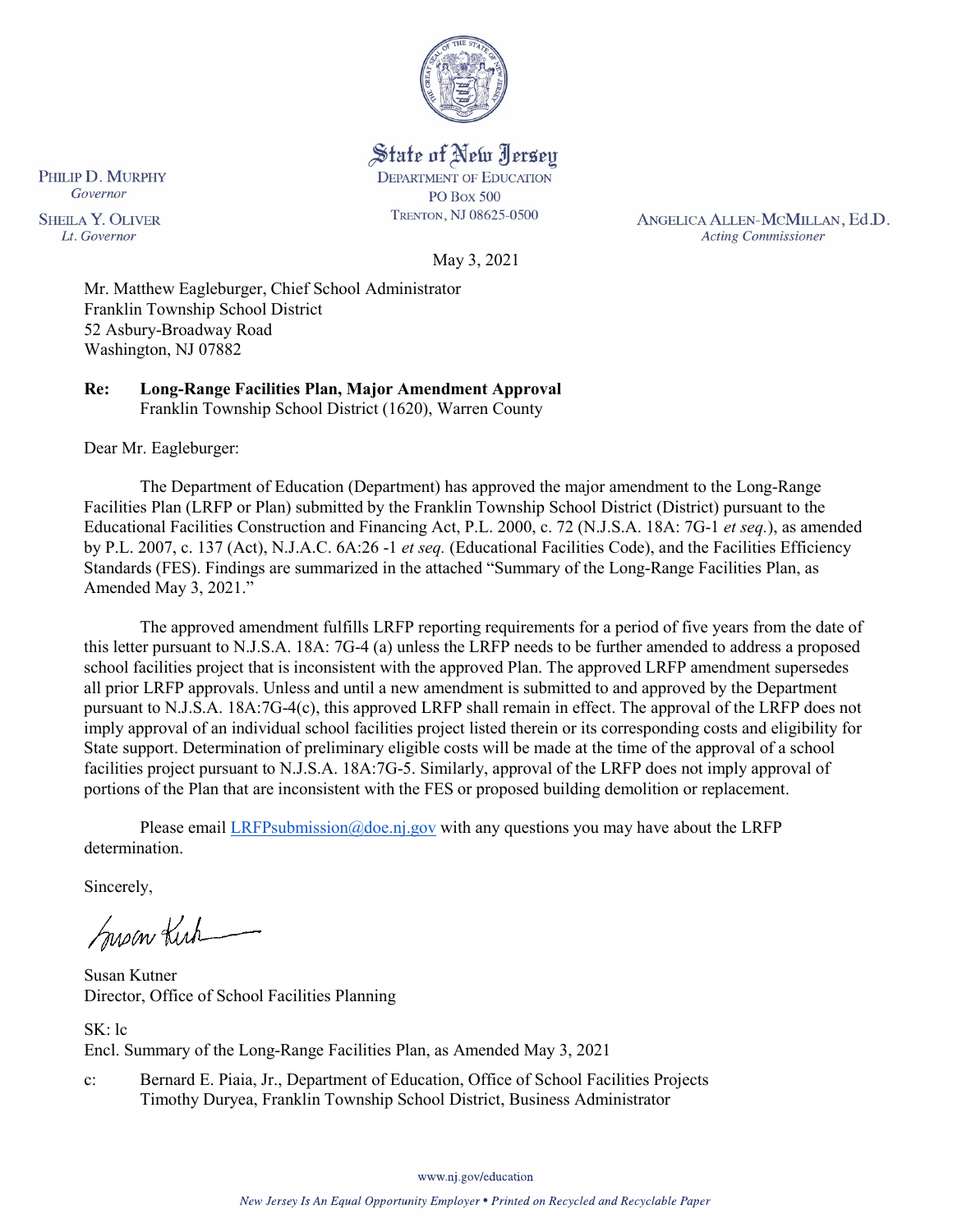State of New Jersey
DEPARTMENT OF EDUCATION
PO BOX 500
TRENTON, NJ 08625-0500

PHILIP D. MURPHY
*Governor*

SHEILA Y. OLIVER
*Lt. Governor*

ANGELICA ALLEN-MCMILLAN, Ed.D.
*Acting Commissioner*

May 3, 2021

Mr. Matthew Eagleburger, Chief School Administrator
Franklin Township School District
52 Asbury-Broadway Road
Washington, NJ 07882

**Re: Long-Range Facilities Plan, Major Amendment Approval**
Franklin Township School District (1620), Warren County

Dear Mr. Eagleburger:

The Department of Education (Department) has approved the major amendment to the Long-Range Facilities Plan (LRFP or Plan) submitted by the Franklin Township School District (District) pursuant to the Educational Facilities Construction and Financing Act, P.L. 2000, c. 72 (N.J.S.A. 18A: 7G-1 *et seq.*), as amended by P.L. 2007, c. 137 (Act), N.J.A.C. 6A:26 -1 *et seq.* (Educational Facilities Code), and the Facilities Efficiency Standards (FES). Findings are summarized in the attached "Summary of the Long-Range Facilities Plan, as Amended May 3, 2021."

The approved amendment fulfills LRFP reporting requirements for a period of five years from the date of this letter pursuant to N.J.S.A. 18A: 7G-4 (a) unless the LRFP needs to be further amended to address a proposed school facilities project that is inconsistent with the approved Plan. The approved LRFP amendment supersedes all prior LRFP approvals. Unless and until a new amendment is submitted to and approved by the Department pursuant to N.J.S.A. 18A:7G-4(c), this approved LRFP shall remain in effect. The approval of the LRFP does not imply approval of an individual school facilities project listed therein or its corresponding costs and eligibility for State support. Determination of preliminary eligible costs will be made at the time of the approval of a school facilities project pursuant to N.J.S.A. 18A:7G-5. Similarly, approval of the LRFP does not imply approval of portions of the Plan that are inconsistent with the FES or proposed building demolition or replacement.

Please email LRFPsubmission@doe.nj.gov with any questions you may have about the LRFP determination.

Sincerely,

Susan Kutner
Director, Office of School Facilities Planning

SK: lc
Encl. Summary of the Long-Range Facilities Plan, as Amended May 3, 2021

c: Bernard E. Piaia, Jr., Department of Education, Office of School Facilities Projects
Timothy Duryea, Franklin Township School District, Business Administrator

www.nj.gov/education

*New Jersey Is An Equal Opportunity Employer • Printed on Recycled and Recyclable Paper*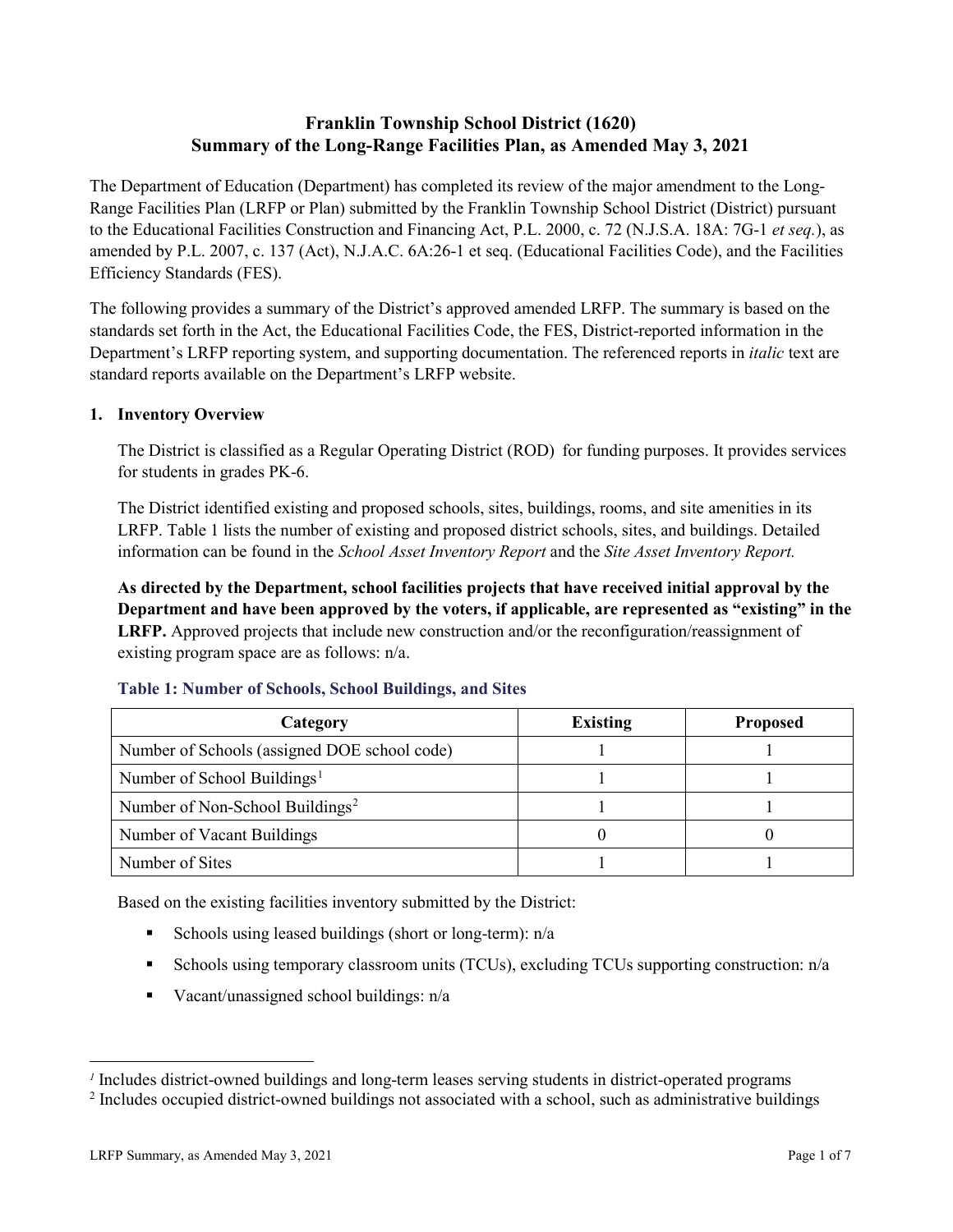# Franklin Township School District (1620)
# Summary of the Long-Range Facilities Plan, as Amended May 3, 2021

The Department of Education (Department) has completed its review of the major amendment to the Long-Range Facilities Plan (LRFP or Plan) submitted by the Franklin Township School District (District) pursuant to the Educational Facilities Construction and Financing Act, P.L. 2000, c. 72 (N.J.S.A. 18A: 7G-1 *et seq.*), as amended by P.L. 2007, c. 137 (Act), N.J.A.C. 6A:26-1 et seq. (Educational Facilities Code), and the Facilities Efficiency Standards (FES).

The following provides a summary of the District's approved amended LRFP. The summary is based on the standards set forth in the Act, the Educational Facilities Code, the FES, District-reported information in the Department's LRFP reporting system, and supporting documentation. The referenced reports in *italic* text are standard reports available on the Department's LRFP website.

## 1. Inventory Overview

The District is classified as a Regular Operating District (ROD) for funding purposes. It provides services for students in grades PK-6.

The District identified existing and proposed schools, sites, buildings, rooms, and site amenities in its LRFP. Table 1 lists the number of existing and proposed district schools, sites, and buildings. Detailed information can be found in the *School Asset Inventory Report* and the *Site Asset Inventory Report.*

**As directed by the Department, school facilities projects that have received initial approval by the Department and have been approved by the voters, if applicable, are represented as "existing" in the LRFP.** Approved projects that include new construction and/or the reconfiguration/reassignment of existing program space are as follows: n/a.

### Table 1: Number of Schools, School Buildings, and Sites

| Category | Existing | Proposed |
|---|---|---|
| Number of Schools (assigned DOE school code) | 1 | 1 |
| Number of School Buildings[1] | 1 | 1 |
| Number of Non-School Buildings[2] | 1 | 1 |
| Number of Vacant Buildings | 0 | 0 |
| Number of Sites | 1 | 1 |

Based on the existing facilities inventory submitted by the District:

- Schools using leased buildings (short or long-term): n/a
- Schools using temporary classroom units (TCUs), excluding TCUs supporting construction: n/a
- Vacant/unassigned school buildings: n/a

[1] Includes district-owned buildings and long-term leases serving students in district-operated programs

[2] Includes occupied district-owned buildings not associated with a school, such as administrative buildings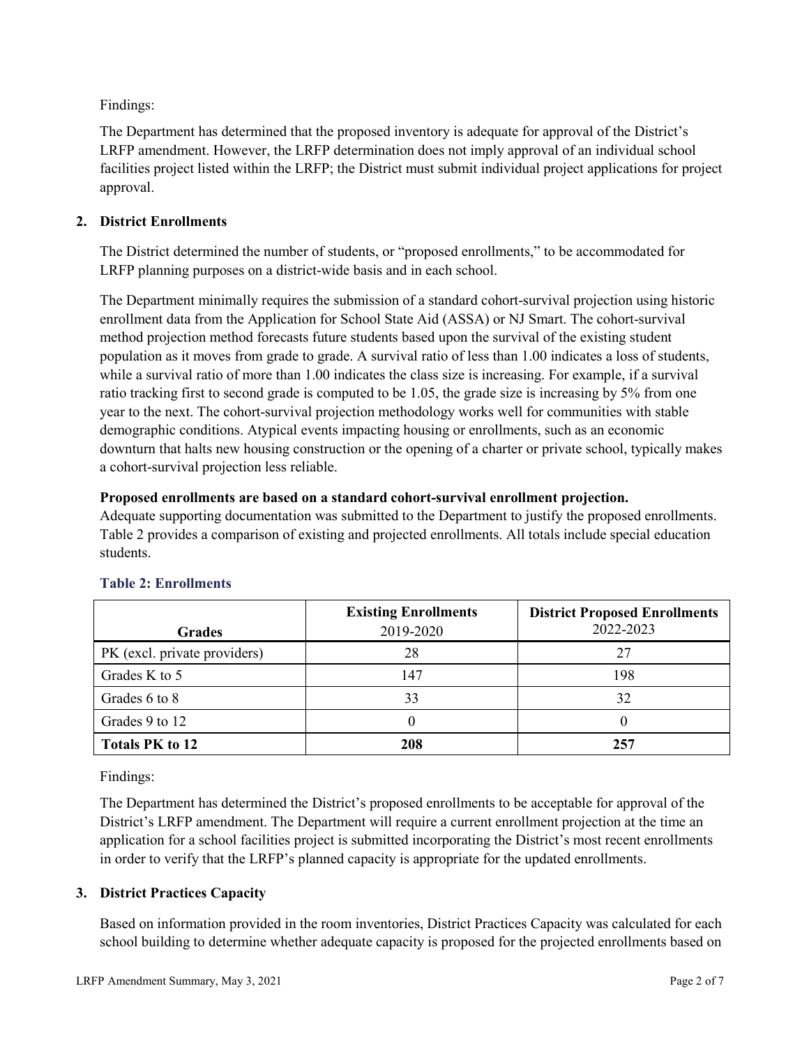Findings:

The Department has determined that the proposed inventory is adequate for approval of the District's LRFP amendment. However, the LRFP determination does not imply approval of an individual school facilities project listed within the LRFP; the District must submit individual project applications for project approval.

## 2. District Enrollments

The District determined the number of students, or "proposed enrollments," to be accommodated for LRFP planning purposes on a district-wide basis and in each school.

The Department minimally requires the submission of a standard cohort-survival projection using historic enrollment data from the Application for School State Aid (ASSA) or NJ Smart. The cohort-survival method projection method forecasts future students based upon the survival of the existing student population as it moves from grade to grade. A survival ratio of less than 1.00 indicates a loss of students, while a survival ratio of more than 1.00 indicates the class size is increasing. For example, if a survival ratio tracking first to second grade is computed to be 1.05, the grade size is increasing by 5% from one year to the next. The cohort-survival projection methodology works well for communities with stable demographic conditions. Atypical events impacting housing or enrollments, such as an economic downturn that halts new housing construction or the opening of a charter or private school, typically makes a cohort-survival projection less reliable.

**Proposed enrollments are based on a standard cohort-survival enrollment projection.**
Adequate supporting documentation was submitted to the Department to justify the proposed enrollments. Table 2 provides a comparison of existing and projected enrollments. All totals include special education students.

### Table 2: Enrollments

| Grades | **Existing Enrollments** 2019-2020 | **District Proposed Enrollments** 2022-2023 |
|---|---|---|
| PK (excl. private providers) | 28 | 27 |
| Grades K to 5 | 147 | 198 |
| Grades 6 to 8 | 33 | 32 |
| Grades 9 to 12 | 0 | 0 |
| **Totals PK to 12** | **208** | **257** |

Findings:

The Department has determined the District's proposed enrollments to be acceptable for approval of the District's LRFP amendment. The Department will require a current enrollment projection at the time an application for a school facilities project is submitted incorporating the District's most recent enrollments in order to verify that the LRFP's planned capacity is appropriate for the updated enrollments.

## 3. District Practices Capacity

Based on information provided in the room inventories, District Practices Capacity was calculated for each school building to determine whether adequate capacity is proposed for the projected enrollments based on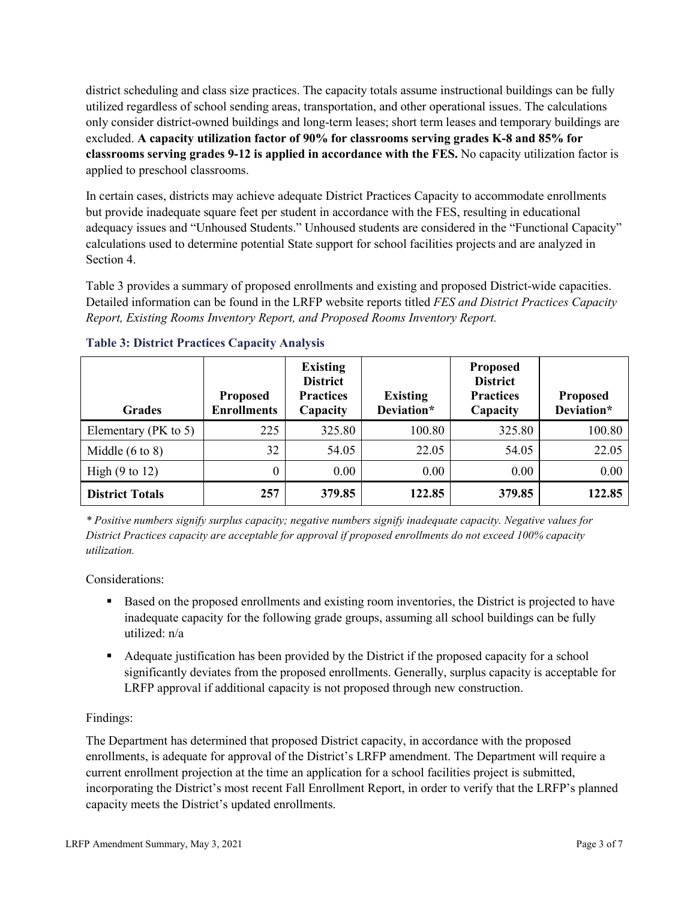district scheduling and class size practices. The capacity totals assume instructional buildings can be fully utilized regardless of school sending areas, transportation, and other operational issues. The calculations only consider district-owned buildings and long-term leases; short term leases and temporary buildings are excluded. **A capacity utilization factor of 90% for classrooms serving grades K-8 and 85% for classrooms serving grades 9-12 is applied in accordance with the FES.** No capacity utilization factor is applied to preschool classrooms.

In certain cases, districts may achieve adequate District Practices Capacity to accommodate enrollments but provide inadequate square feet per student in accordance with the FES, resulting in educational adequacy issues and "Unhoused Students." Unhoused students are considered in the "Functional Capacity" calculations used to determine potential State support for school facilities projects and are analyzed in Section 4.

Table 3 provides a summary of proposed enrollments and existing and proposed District-wide capacities. Detailed information can be found in the LRFP website reports titled *FES and District Practices Capacity Report, Existing Rooms Inventory Report, and Proposed Rooms Inventory Report.*

**Table 3: District Practices Capacity Analysis**

| Grades | Proposed Enrollments | Existing District Practices Capacity | Existing Deviation* | Proposed District Practices Capacity | Proposed Deviation* |
|---|---|---|---|---|---|
| Elementary (PK to 5) | 225 | 325.80 | 100.80 | 325.80 | 100.80 |
| Middle (6 to 8) | 32 | 54.05 | 22.05 | 54.05 | 22.05 |
| High (9 to 12) | 0 | 0.00 | 0.00 | 0.00 | 0.00 |
| **District Totals** | **257** | **379.85** | **122.85** | **379.85** | **122.85** |

*\* Positive numbers signify surplus capacity; negative numbers signify inadequate capacity. Negative values for District Practices capacity are acceptable for approval if proposed enrollments do not exceed 100% capacity utilization.*

Considerations:

- Based on the proposed enrollments and existing room inventories, the District is projected to have inadequate capacity for the following grade groups, assuming all school buildings can be fully utilized: n/a
- Adequate justification has been provided by the District if the proposed capacity for a school significantly deviates from the proposed enrollments. Generally, surplus capacity is acceptable for LRFP approval if additional capacity is not proposed through new construction.

Findings:

The Department has determined that proposed District capacity, in accordance with the proposed enrollments, is adequate for approval of the District's LRFP amendment. The Department will require a current enrollment projection at the time an application for a school facilities project is submitted, incorporating the District's most recent Fall Enrollment Report, in order to verify that the LRFP's planned capacity meets the District's updated enrollments.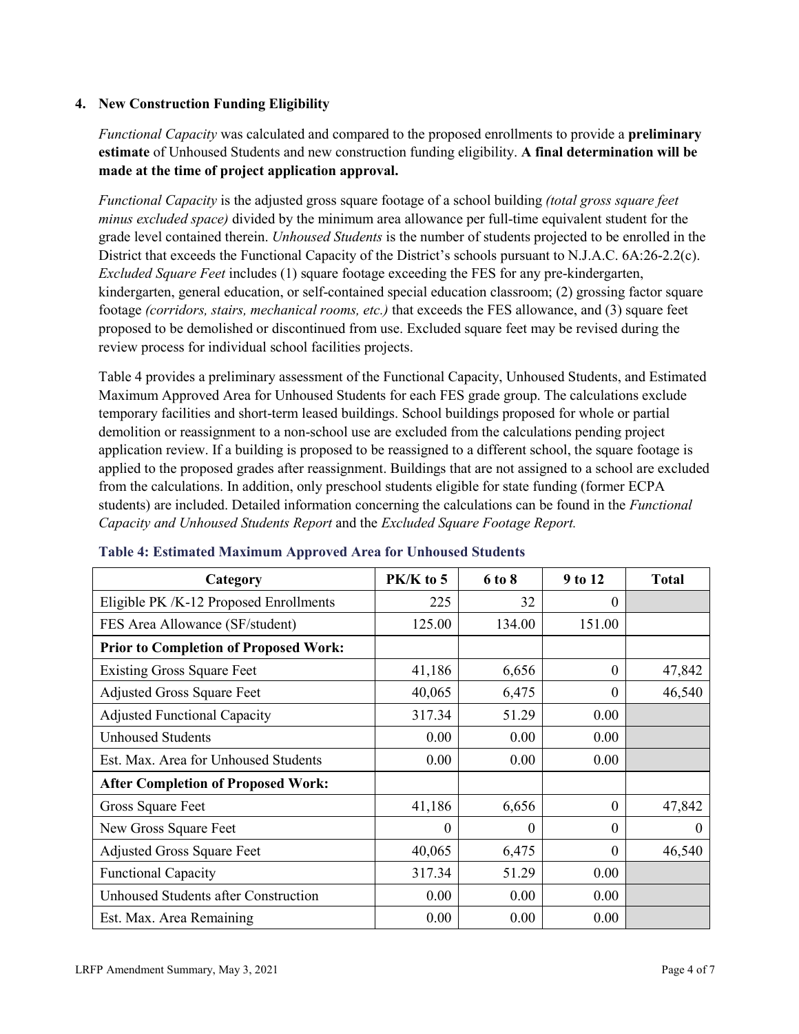## 4. New Construction Funding Eligibility

*Functional Capacity* was calculated and compared to the proposed enrollments to provide a **preliminary estimate** of Unhoused Students and new construction funding eligibility. **A final determination will be made at the time of project application approval.**

*Functional Capacity* is the adjusted gross square footage of a school building *(total gross square feet minus excluded space)* divided by the minimum area allowance per full-time equivalent student for the grade level contained therein. *Unhoused Students* is the number of students projected to be enrolled in the District that exceeds the Functional Capacity of the District's schools pursuant to N.J.A.C. 6A:26-2.2(c). *Excluded Square Feet* includes (1) square footage exceeding the FES for any pre-kindergarten, kindergarten, general education, or self-contained special education classroom; (2) grossing factor square footage *(corridors, stairs, mechanical rooms, etc.)* that exceeds the FES allowance, and (3) square feet proposed to be demolished or discontinued from use. Excluded square feet may be revised during the review process for individual school facilities projects.

Table 4 provides a preliminary assessment of the Functional Capacity, Unhoused Students, and Estimated Maximum Approved Area for Unhoused Students for each FES grade group. The calculations exclude temporary facilities and short-term leased buildings. School buildings proposed for whole or partial demolition or reassignment to a non-school use are excluded from the calculations pending project application review. If a building is proposed to be reassigned to a different school, the square footage is applied to the proposed grades after reassignment. Buildings that are not assigned to a school are excluded from the calculations. In addition, only preschool students eligible for state funding (former ECPA students) are included. Detailed information concerning the calculations can be found in the *Functional Capacity and Unhoused Students Report* and the *Excluded Square Footage Report.*

**Table 4: Estimated Maximum Approved Area for Unhoused Students**

| Category | PK/K to 5 | 6 to 8 | 9 to 12 | Total |
|---|---|---|---|---|
| Eligible PK /K-12 Proposed Enrollments | 225 | 32 | 0 | |
| FES Area Allowance (SF/student) | 125.00 | 134.00 | 151.00 | |
| **Prior to Completion of Proposed Work:** | | | | |
| Existing Gross Square Feet | 41,186 | 6,656 | 0 | 47,842 |
| Adjusted Gross Square Feet | 40,065 | 6,475 | 0 | 46,540 |
| Adjusted Functional Capacity | 317.34 | 51.29 | 0.00 | |
| Unhoused Students | 0.00 | 0.00 | 0.00 | |
| Est. Max. Area for Unhoused Students | 0.00 | 0.00 | 0.00 | |
| **After Completion of Proposed Work:** | | | | |
| Gross Square Feet | 41,186 | 6,656 | 0 | 47,842 |
| New Gross Square Feet | 0 | 0 | 0 | 0 |
| Adjusted Gross Square Feet | 40,065 | 6,475 | 0 | 46,540 |
| Functional Capacity | 317.34 | 51.29 | 0.00 | |
| Unhoused Students after Construction | 0.00 | 0.00 | 0.00 | |
| Est. Max. Area Remaining | 0.00 | 0.00 | 0.00 | |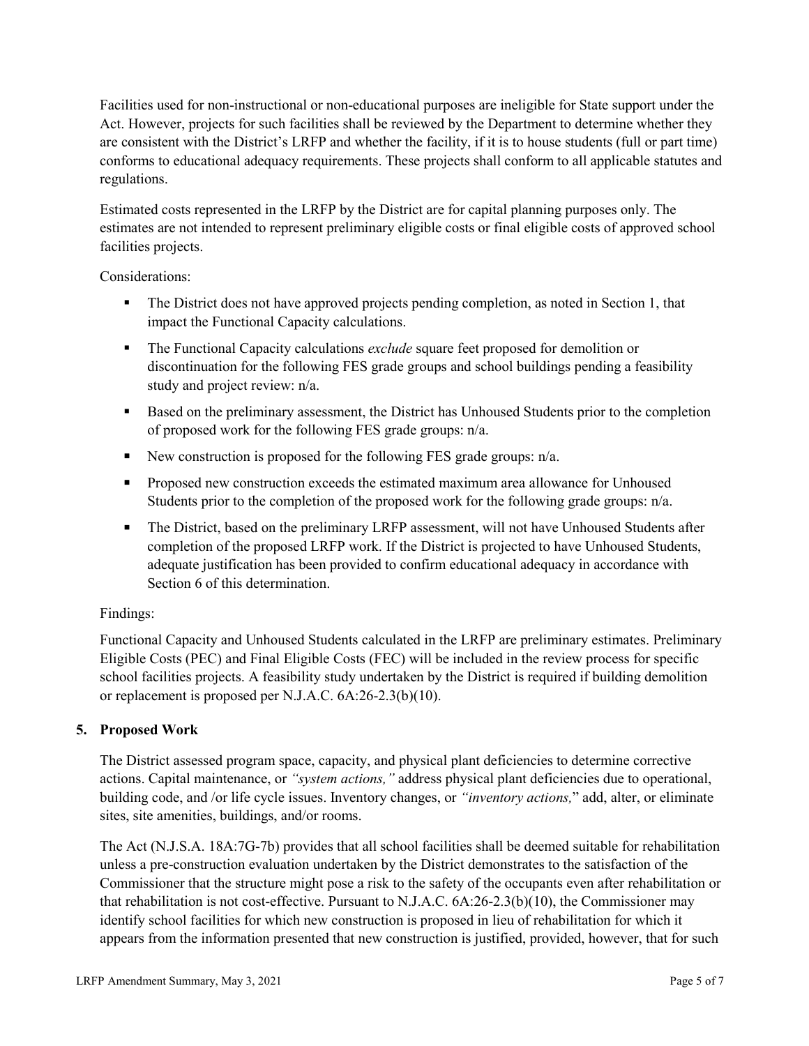Facilities used for non-instructional or non-educational purposes are ineligible for State support under the Act. However, projects for such facilities shall be reviewed by the Department to determine whether they are consistent with the District's LRFP and whether the facility, if it is to house students (full or part time) conforms to educational adequacy requirements. These projects shall conform to all applicable statutes and regulations.

Estimated costs represented in the LRFP by the District are for capital planning purposes only. The estimates are not intended to represent preliminary eligible costs or final eligible costs of approved school facilities projects.

Considerations:

- The District does not have approved projects pending completion, as noted in Section 1, that impact the Functional Capacity calculations.
- The Functional Capacity calculations *exclude* square feet proposed for demolition or discontinuation for the following FES grade groups and school buildings pending a feasibility study and project review: n/a.
- Based on the preliminary assessment, the District has Unhoused Students prior to the completion of proposed work for the following FES grade groups: n/a.
- New construction is proposed for the following FES grade groups: n/a.
- Proposed new construction exceeds the estimated maximum area allowance for Unhoused Students prior to the completion of the proposed work for the following grade groups: n/a.
- The District, based on the preliminary LRFP assessment, will not have Unhoused Students after completion of the proposed LRFP work. If the District is projected to have Unhoused Students, adequate justification has been provided to confirm educational adequacy in accordance with Section 6 of this determination.

Findings:

Functional Capacity and Unhoused Students calculated in the LRFP are preliminary estimates. Preliminary Eligible Costs (PEC) and Final Eligible Costs (FEC) will be included in the review process for specific school facilities projects. A feasibility study undertaken by the District is required if building demolition or replacement is proposed per N.J.A.C. 6A:26-2.3(b)(10).

## 5. Proposed Work

The District assessed program space, capacity, and physical plant deficiencies to determine corrective actions. Capital maintenance, or *"system actions,"* address physical plant deficiencies due to operational, building code, and /or life cycle issues. Inventory changes, or *"inventory actions,"* add, alter, or eliminate sites, site amenities, buildings, and/or rooms.

The Act (N.J.S.A. 18A:7G-7b) provides that all school facilities shall be deemed suitable for rehabilitation unless a pre-construction evaluation undertaken by the District demonstrates to the satisfaction of the Commissioner that the structure might pose a risk to the safety of the occupants even after rehabilitation or that rehabilitation is not cost-effective. Pursuant to N.J.A.C. 6A:26-2.3(b)(10), the Commissioner may identify school facilities for which new construction is proposed in lieu of rehabilitation for which it appears from the information presented that new construction is justified, provided, however, that for such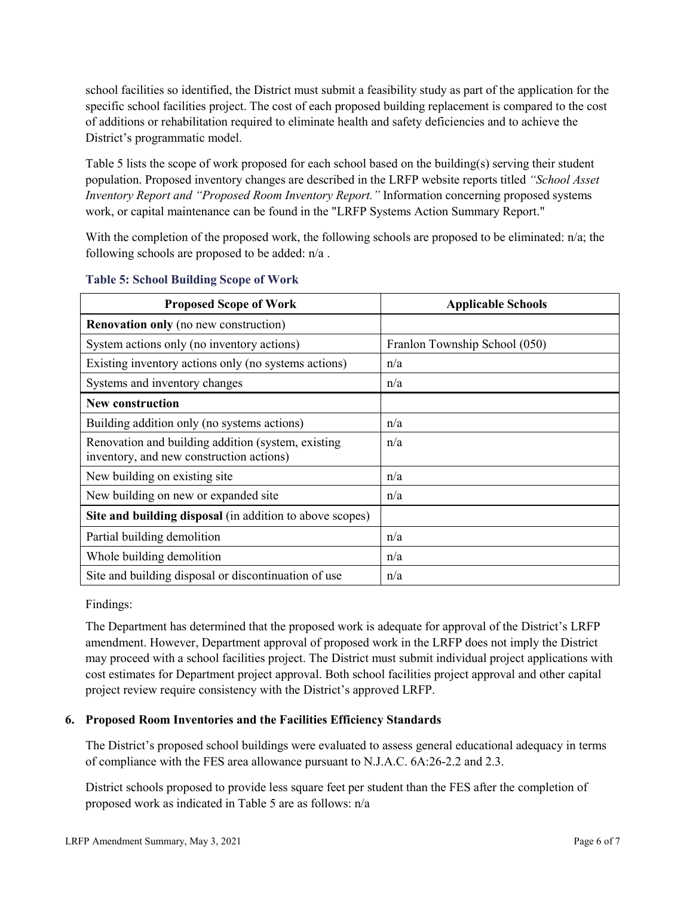school facilities so identified, the District must submit a feasibility study as part of the application for the specific school facilities project. The cost of each proposed building replacement is compared to the cost of additions or rehabilitation required to eliminate health and safety deficiencies and to achieve the District's programmatic model.

Table 5 lists the scope of work proposed for each school based on the building(s) serving their student population. Proposed inventory changes are described in the LRFP website reports titled *"School Asset Inventory Report and "Proposed Room Inventory Report."* Information concerning proposed systems work, or capital maintenance can be found in the "LRFP Systems Action Summary Report."

With the completion of the proposed work, the following schools are proposed to be eliminated: n/a; the following schools are proposed to be added: n/a .

**Table 5: School Building Scope of Work**

| Proposed Scope of Work | Applicable Schools |
|---|---|
| **Renovation only** (no new construction) | |
| System actions only (no inventory actions) | Franlon Township School (050) |
| Existing inventory actions only (no systems actions) | n/a |
| Systems and inventory changes | n/a |
| **New construction** | |
| Building addition only (no systems actions) | n/a |
| Renovation and building addition (system, existing inventory, and new construction actions) | n/a |
| New building on existing site | n/a |
| New building on new or expanded site | n/a |
| **Site and building disposal** (in addition to above scopes) | |
| Partial building demolition | n/a |
| Whole building demolition | n/a |
| Site and building disposal or discontinuation of use | n/a |

Findings:

The Department has determined that the proposed work is adequate for approval of the District's LRFP amendment. However, Department approval of proposed work in the LRFP does not imply the District may proceed with a school facilities project. The District must submit individual project applications with cost estimates for Department project approval. Both school facilities project approval and other capital project review require consistency with the District's approved LRFP.

### 6. Proposed Room Inventories and the Facilities Efficiency Standards

The District's proposed school buildings were evaluated to assess general educational adequacy in terms of compliance with the FES area allowance pursuant to N.J.A.C. 6A:26-2.2 and 2.3.

District schools proposed to provide less square feet per student than the FES after the completion of proposed work as indicated in Table 5 are as follows: n/a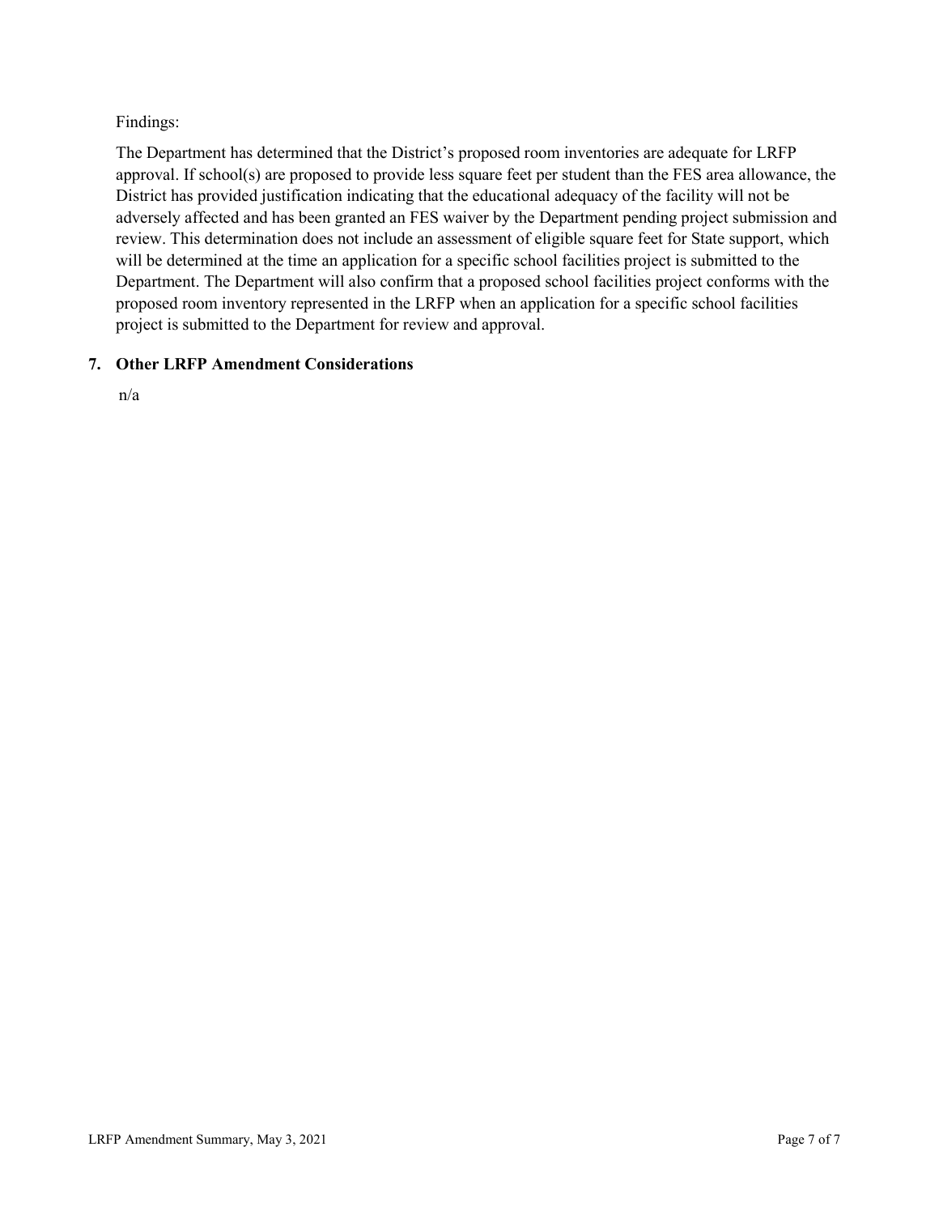Findings:

The Department has determined that the District's proposed room inventories are adequate for LRFP approval. If school(s) are proposed to provide less square feet per student than the FES area allowance, the District has provided justification indicating that the educational adequacy of the facility will not be adversely affected and has been granted an FES waiver by the Department pending project submission and review. This determination does not include an assessment of eligible square feet for State support, which will be determined at the time an application for a specific school facilities project is submitted to the Department. The Department will also confirm that a proposed school facilities project conforms with the proposed room inventory represented in the LRFP when an application for a specific school facilities project is submitted to the Department for review and approval.

### 7. Other LRFP Amendment Considerations

n/a